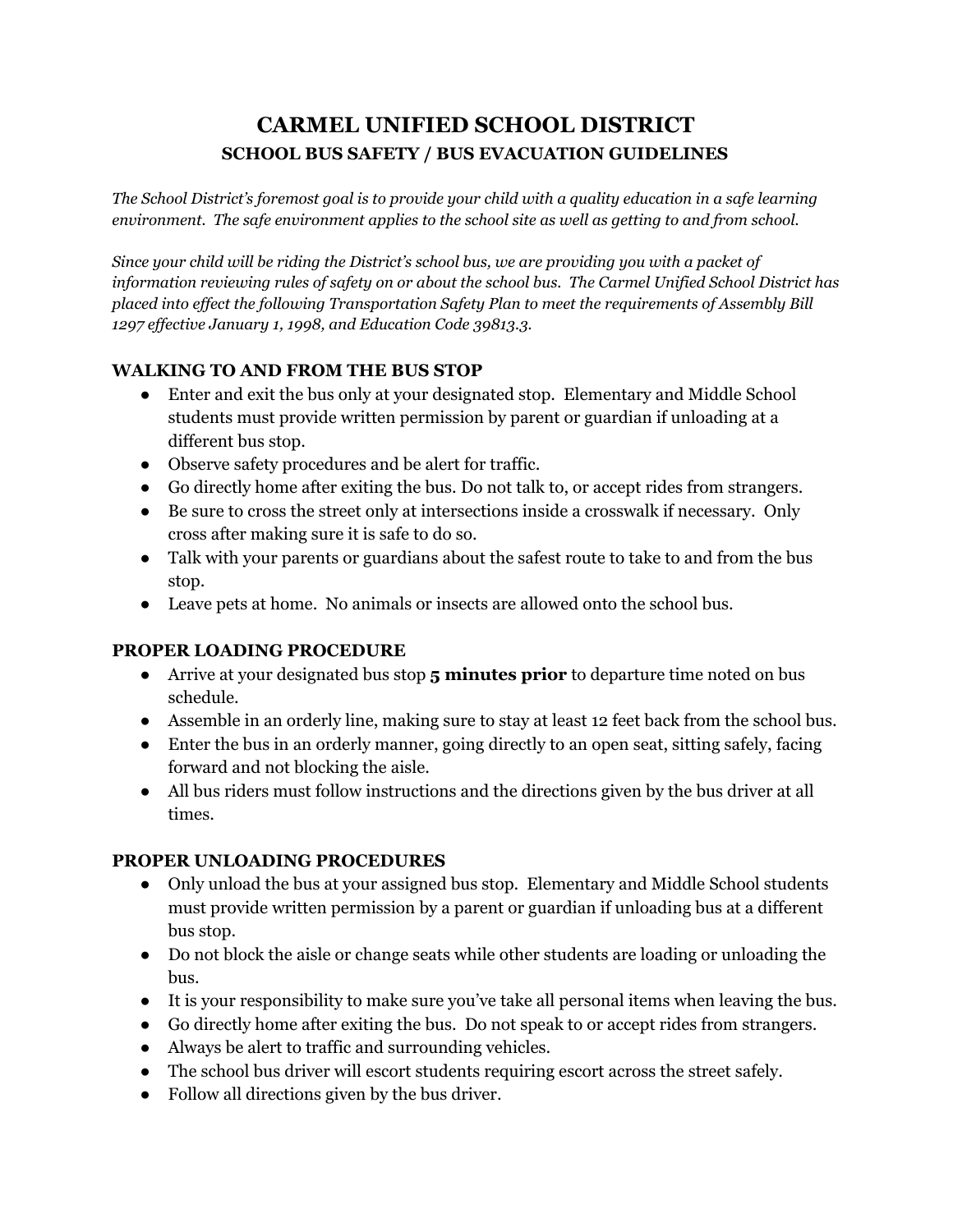# CARMEL UNIFIED SCHOOL DISTRICT
## SCHOOL BUS SAFETY / BUS EVACUATION GUIDELINES

*The School District's foremost goal is to provide your child with a quality education in a safe learning environment. The safe environment applies to the school site as well as getting to and from school.*

*Since your child will be riding the District's school bus, we are providing you with a packet of information reviewing rules of safety on or about the school bus. The Carmel Unified School District has placed into effect the following Transportation Safety Plan to meet the requirements of Assembly Bill 1297 effective January 1, 1998, and Education Code 39813.3.*

### WALKING TO AND FROM THE BUS STOP

- Enter and exit the bus only at your designated stop. Elementary and Middle School students must provide written permission by parent or guardian if unloading at a different bus stop.
- Observe safety procedures and be alert for traffic.
- Go directly home after exiting the bus. Do not talk to, or accept rides from strangers.
- Be sure to cross the street only at intersections inside a crosswalk if necessary. Only cross after making sure it is safe to do so.
- Talk with your parents or guardians about the safest route to take to and from the bus stop.
- Leave pets at home. No animals or insects are allowed onto the school bus.

### PROPER LOADING PROCEDURE

- Arrive at your designated bus stop **5 minutes prior** to departure time noted on bus schedule.
- Assemble in an orderly line, making sure to stay at least 12 feet back from the school bus.
- Enter the bus in an orderly manner, going directly to an open seat, sitting safely, facing forward and not blocking the aisle.
- All bus riders must follow instructions and the directions given by the bus driver at all times.

### PROPER UNLOADING PROCEDURES

- Only unload the bus at your assigned bus stop. Elementary and Middle School students must provide written permission by a parent or guardian if unloading bus at a different bus stop.
- Do not block the aisle or change seats while other students are loading or unloading the bus.
- It is your responsibility to make sure you've take all personal items when leaving the bus.
- Go directly home after exiting the bus. Do not speak to or accept rides from strangers.
- Always be alert to traffic and surrounding vehicles.
- The school bus driver will escort students requiring escort across the street safely.
- Follow all directions given by the bus driver.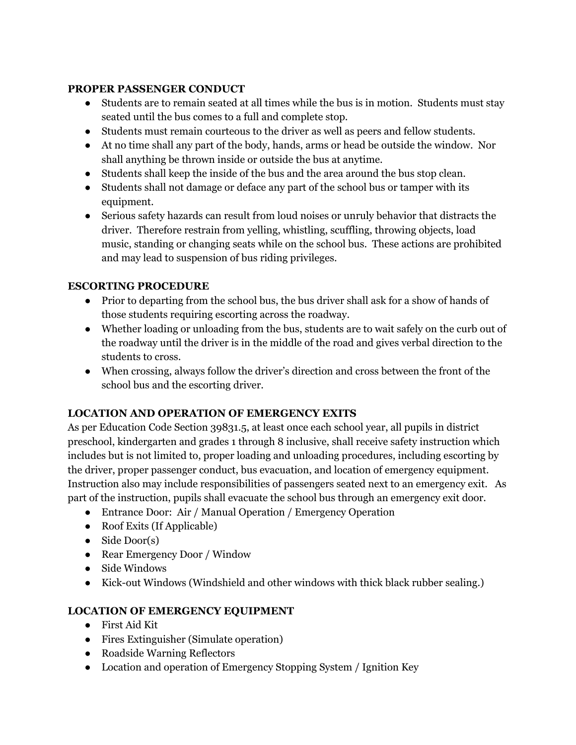**PROPER PASSENGER CONDUCT**

- Students are to remain seated at all times while the bus is in motion. Students must stay seated until the bus comes to a full and complete stop.
- Students must remain courteous to the driver as well as peers and fellow students.
- At no time shall any part of the body, hands, arms or head be outside the window. Nor shall anything be thrown inside or outside the bus at anytime.
- Students shall keep the inside of the bus and the area around the bus stop clean.
- Students shall not damage or deface any part of the school bus or tamper with its equipment.
- Serious safety hazards can result from loud noises or unruly behavior that distracts the driver. Therefore restrain from yelling, whistling, scuffling, throwing objects, load music, standing or changing seats while on the school bus. These actions are prohibited and may lead to suspension of bus riding privileges.

**ESCORTING PROCEDURE**

- Prior to departing from the school bus, the bus driver shall ask for a show of hands of those students requiring escorting across the roadway.
- Whether loading or unloading from the bus, students are to wait safely on the curb out of the roadway until the driver is in the middle of the road and gives verbal direction to the students to cross.
- When crossing, always follow the driver's direction and cross between the front of the school bus and the escorting driver.

**LOCATION AND OPERATION OF EMERGENCY EXITS**

As per Education Code Section 39831.5, at least once each school year, all pupils in district preschool, kindergarten and grades 1 through 8 inclusive, shall receive safety instruction which includes but is not limited to, proper loading and unloading procedures, including escorting by the driver, proper passenger conduct, bus evacuation, and location of emergency equipment. Instruction also may include responsibilities of passengers seated next to an emergency exit. As part of the instruction, pupils shall evacuate the school bus through an emergency exit door.

- Entrance Door: Air / Manual Operation / Emergency Operation
- Roof Exits (If Applicable)
- Side Door(s)
- Rear Emergency Door / Window
- Side Windows
- Kick-out Windows (Windshield and other windows with thick black rubber sealing.)

**LOCATION OF EMERGENCY EQUIPMENT**

- First Aid Kit
- Fires Extinguisher (Simulate operation)
- Roadside Warning Reflectors
- Location and operation of Emergency Stopping System / Ignition Key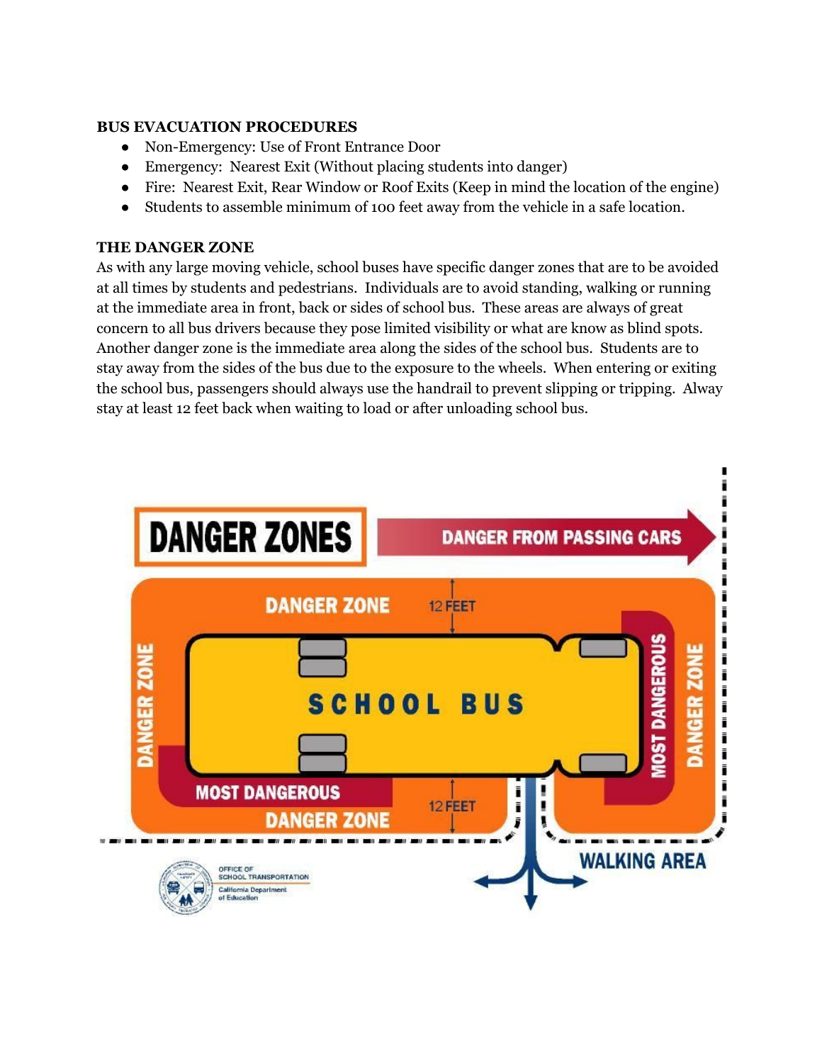**BUS EVACUATION PROCEDURES**

- Non-Emergency: Use of Front Entrance Door
- Emergency: Nearest Exit (Without placing students into danger)
- Fire: Nearest Exit, Rear Window or Roof Exits (Keep in mind the location of the engine)
- Students to assemble minimum of 100 feet away from the vehicle in a safe location.

**THE DANGER ZONE**

As with any large moving vehicle, school buses have specific danger zones that are to be avoided at all times by students and pedestrians. Individuals are to avoid standing, walking or running at the immediate area in front, back or sides of school bus. These areas are always of great concern to all bus drivers because they pose limited visibility or what are know as blind spots. Another danger zone is the immediate area along the sides of the school bus. Students are to stay away from the sides of the bus due to the exposure to the wheels. When entering or exiting the school bus, passengers should always use the handrail to prevent slipping or tripping. Alway stay at least 12 feet back when waiting to load or after unloading school bus.

DANGER ZONES

DANGER FROM PASSING CARS

DANGER ZONE

12 FEET

DANGER ZONE

SCHOOL BUS

MOST DANGEROUS

DANGER ZONE

MOST DANGEROUS

DANGER ZONE

12 FEET

WALKING AREA

OFFICE OF SCHOOL TRANSPORTATION

California Department of Education